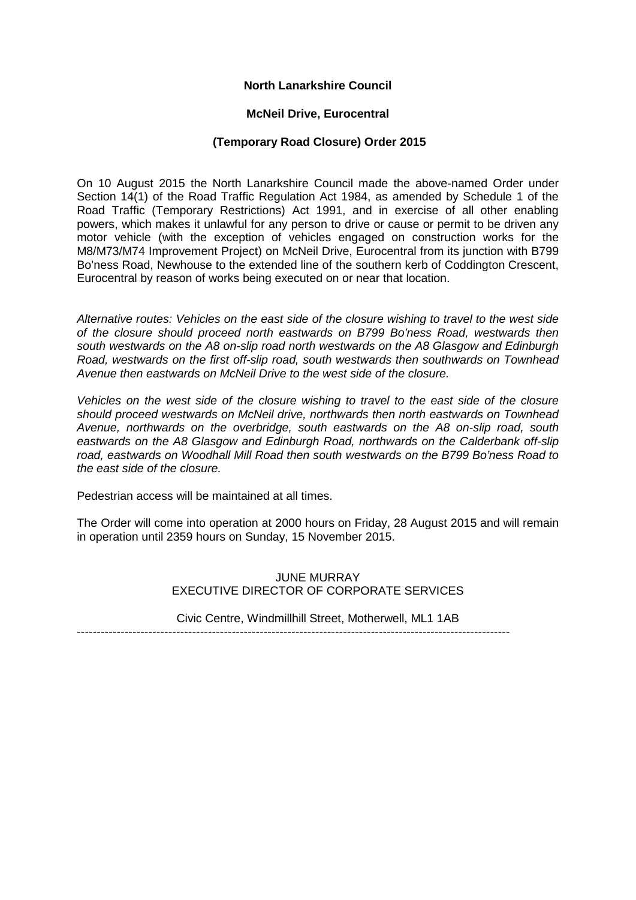**North Lanarkshire Council**

**McNeil Drive, Eurocentral**

**(Temporary Road Closure) Order 2015**

On 10 August 2015 the North Lanarkshire Council made the above-named Order under Section 14(1) of the Road Traffic Regulation Act 1984, as amended by Schedule 1 of the Road Traffic (Temporary Restrictions) Act 1991, and in exercise of all other enabling powers, which makes it unlawful for any person to drive or cause or permit to be driven any motor vehicle (with the exception of vehicles engaged on construction works for the M8/M73/M74 Improvement Project) on McNeil Drive, Eurocentral from its junction with B799 Bo'ness Road, Newhouse to the extended line of the southern kerb of Coddington Crescent, Eurocentral by reason of works being executed on or near that location.

*Alternative routes: Vehicles on the east side of the closure wishing to travel to the west side of the closure should proceed north eastwards on B799 Bo'ness Road, westwards then south westwards on the A8 on-slip road north westwards on the A8 Glasgow and Edinburgh Road, westwards on the first off-slip road, south westwards then southwards on Townhead Avenue then eastwards on McNeil Drive to the west side of the closure.*

*Vehicles on the west side of the closure wishing to travel to the east side of the closure should proceed westwards on McNeil drive, northwards then north eastwards on Townhead Avenue, northwards on the overbridge, south eastwards on the A8 on-slip road, south eastwards on the A8 Glasgow and Edinburgh Road, northwards on the Calderbank off-slip road, eastwards on Woodhall Mill Road then south westwards on the B799 Bo'ness Road to the east side of the closure.*

Pedestrian access will be maintained at all times.

The Order will come into operation at 2000 hours on Friday, 28 August 2015 and will remain in operation until 2359 hours on Sunday, 15 November 2015.

JUNE MURRAY
EXECUTIVE DIRECTOR OF CORPORATE SERVICES

Civic Centre, Windmillhill Street, Motherwell, ML1 1AB

---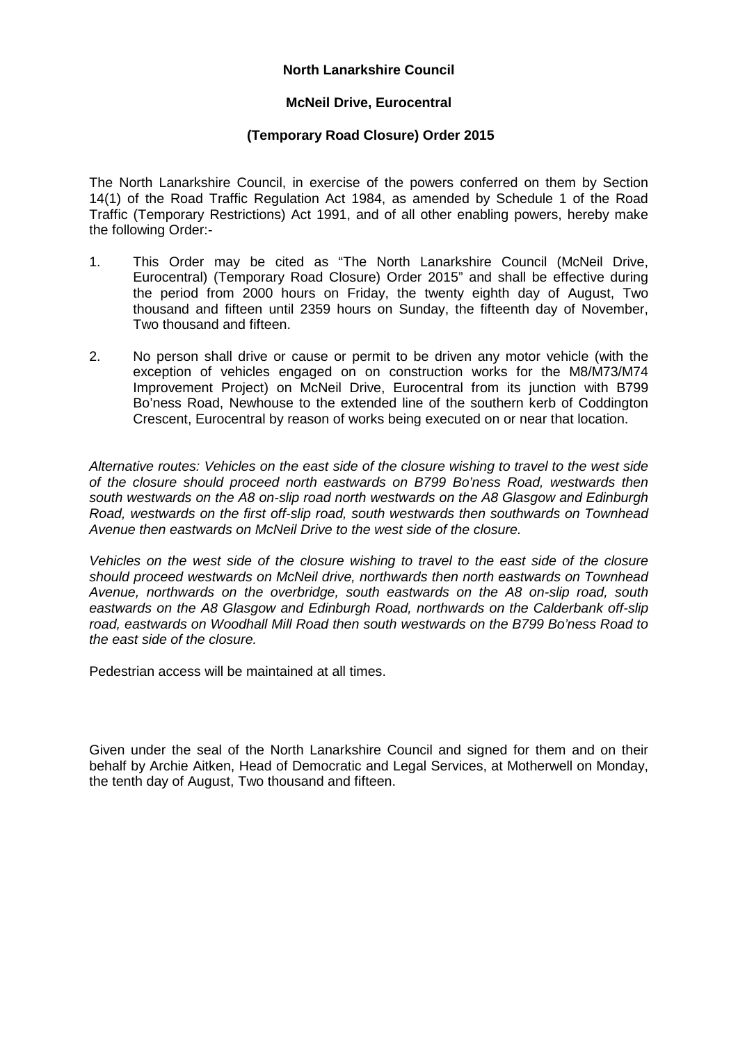**North Lanarkshire Council**

**McNeil Drive, Eurocentral**

**(Temporary Road Closure) Order 2015**

The North Lanarkshire Council, in exercise of the powers conferred on them by Section 14(1) of the Road Traffic Regulation Act 1984, as amended by Schedule 1 of the Road Traffic (Temporary Restrictions) Act 1991, and of all other enabling powers, hereby make the following Order:-

1. This Order may be cited as "The North Lanarkshire Council (McNeil Drive, Eurocentral) (Temporary Road Closure) Order 2015" and shall be effective during the period from 2000 hours on Friday, the twenty eighth day of August, Two thousand and fifteen until 2359 hours on Sunday, the fifteenth day of November, Two thousand and fifteen.

2. No person shall drive or cause or permit to be driven any motor vehicle (with the exception of vehicles engaged on on construction works for the M8/M73/M74 Improvement Project) on McNeil Drive, Eurocentral from its junction with B799 Bo'ness Road, Newhouse to the extended line of the southern kerb of Coddington Crescent, Eurocentral by reason of works being executed on or near that location.

*Alternative routes: Vehicles on the east side of the closure wishing to travel to the west side of the closure should proceed north eastwards on B799 Bo'ness Road, westwards then south westwards on the A8 on-slip road north westwards on the A8 Glasgow and Edinburgh Road, westwards on the first off-slip road, south westwards then southwards on Townhead Avenue then eastwards on McNeil Drive to the west side of the closure.*

*Vehicles on the west side of the closure wishing to travel to the east side of the closure should proceed westwards on McNeil drive, northwards then north eastwards on Townhead Avenue, northwards on the overbridge, south eastwards on the A8 on-slip road, south eastwards on the A8 Glasgow and Edinburgh Road, northwards on the Calderbank off-slip road, eastwards on Woodhall Mill Road then south westwards on the B799 Bo'ness Road to the east side of the closure.*

Pedestrian access will be maintained at all times.

Given under the seal of the North Lanarkshire Council and signed for them and on their behalf by Archie Aitken, Head of Democratic and Legal Services, at Motherwell on Monday, the tenth day of August, Two thousand and fifteen.